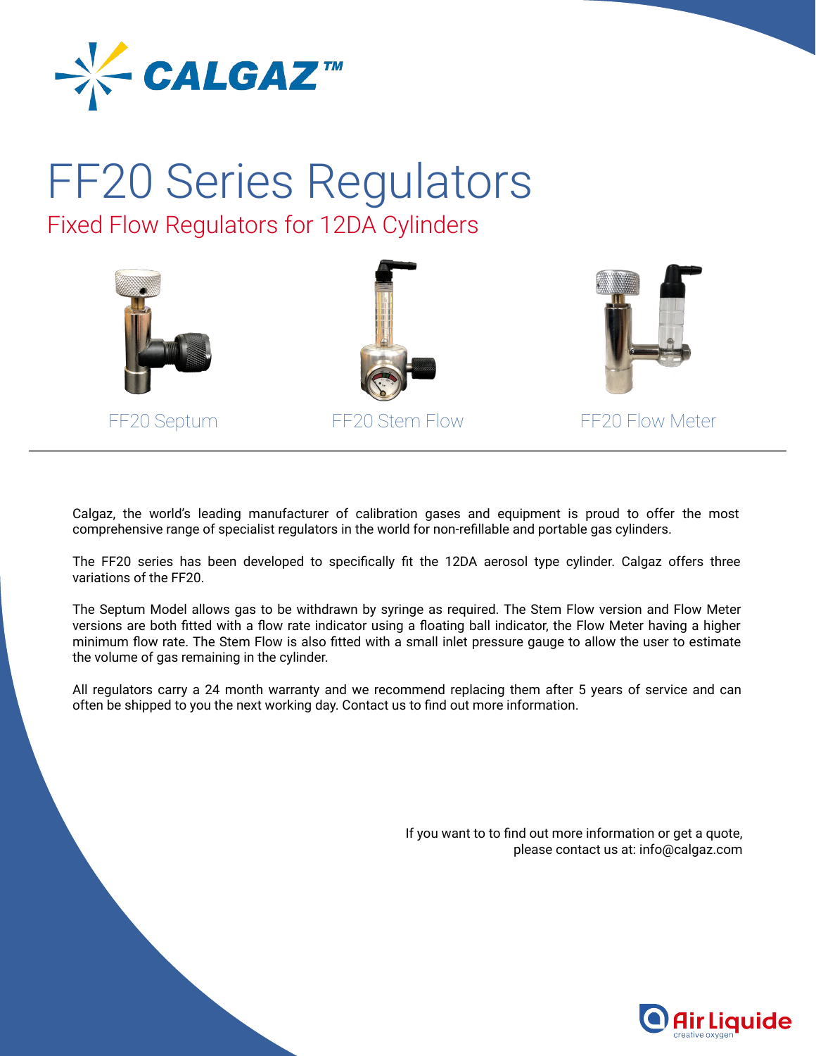CALGAZ™

# FF20 Series Regulators

## Fixed Flow Regulators for 12DA Cylinders

FF20 Septum

FF20 Stem Flow

FF20 Flow Meter

Calgaz, the world's leading manufacturer of calibration gases and equipment is proud to offer the most comprehensive range of specialist regulators in the world for non-refillable and portable gas cylinders.

The FF20 series has been developed to specifically fit the 12DA aerosol type cylinder. Calgaz offers three variations of the FF20.

The Septum Model allows gas to be withdrawn by syringe as required. The Stem Flow version and Flow Meter versions are both fitted with a flow rate indicator using a floating ball indicator, the Flow Meter having a higher minimum flow rate. The Stem Flow is also fitted with a small inlet pressure gauge to allow the user to estimate the volume of gas remaining in the cylinder.

All regulators carry a 24 month warranty and we recommend replacing them after 5 years of service and can often be shipped to you the next working day. Contact us to find out more information.

If you want to to find out more information or get a quote, please contact us at: info@calgaz.com

Air Liquide
creative oxygen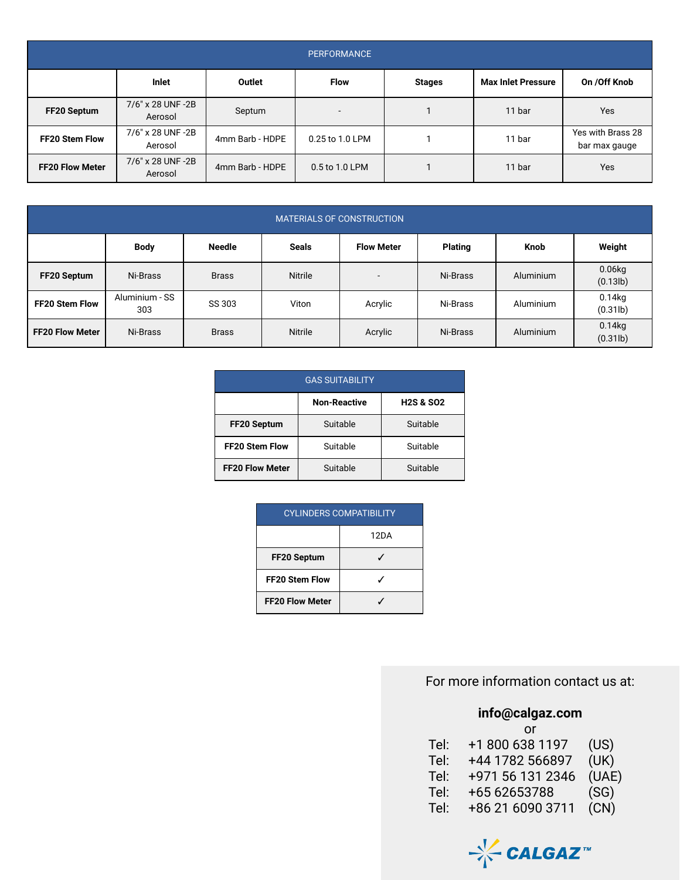| PERFORMANCE | | | | | | |
|---|---|---|---|---|---|---|
| | **Inlet** | **Outlet** | **Flow** | **Stages** | **Max Inlet Pressure** | **On /Off Knob** |
| **FF20 Septum** | 7/6" x 28 UNF -2B Aerosol | Septum | - | 1 | 11 bar | Yes |
| **FF20 Stem Flow** | 7/6" x 28 UNF -2B Aerosol | 4mm Barb - HDPE | 0.25 to 1.0 LPM | 1 | 11 bar | Yes with Brass 28 bar max gauge |
| **FF20 Flow Meter** | 7/6" x 28 UNF -2B Aerosol | 4mm Barb - HDPE | 0.5 to 1.0 LPM | 1 | 11 bar | Yes |

| MATERIALS OF CONSTRUCTION | | | | | | | |
|---|---|---|---|---|---|---|---|
| | **Body** | **Needle** | **Seals** | **Flow Meter** | **Plating** | **Knob** | **Weight** |
| **FF20 Septum** | Ni-Brass | Brass | Nitrile | - | Ni-Brass | Aluminium | 0.06kg (0.13lb) |
| **FF20 Stem Flow** | Aluminium - SS 303 | SS 303 | Viton | Acrylic | Ni-Brass | Aluminium | 0.14kg (0.31lb) |
| **FF20 Flow Meter** | Ni-Brass | Brass | Nitrile | Acrylic | Ni-Brass | Aluminium | 0.14kg (0.31lb) |

| GAS SUITABILITY | | |
|---|---|---|
| | **Non-Reactive** | **H2S & SO2** |
| **FF20 Septum** | Suitable | Suitable |
| **FF20 Stem Flow** | Suitable | Suitable |
| **FF20 Flow Meter** | Suitable | Suitable |

| CYLINDERS COMPATIBILITY | |
|---|---|
| | 12DA |
| **FF20 Septum** | ✓ |
| **FF20 Stem Flow** | ✓ |
| **FF20 Flow Meter** | ✓ |

For more information contact us at:

**info@calgaz.com**

or

Tel: +1 800 638 1197 (US)
Tel: +44 1782 566897 (UK)
Tel: +971 56 131 2346 (UAE)
Tel: +65 62653788 (SG)
Tel: +86 21 6090 3711 (CN)

CALGAZ™